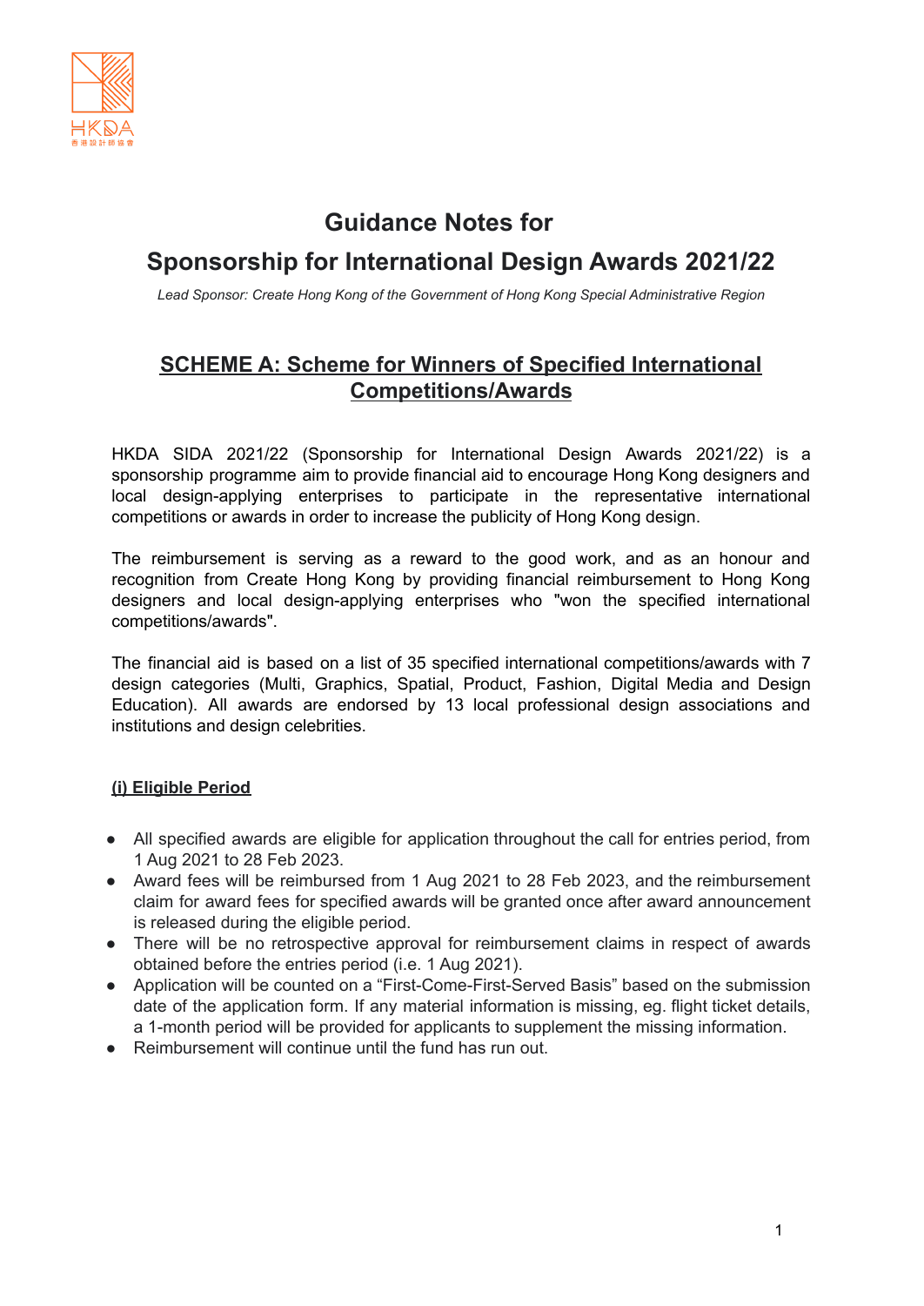# Guidance Notes for

# Sponsorship for International Design Awards 2021/22

*Lead Sponsor: Create Hong Kong of the Government of Hong Kong Special Administrative Region*

## SCHEME A: Scheme for Winners of Specified International Competitions/Awards

HKDA SIDA 2021/22 (Sponsorship for International Design Awards 2021/22) is a sponsorship programme aim to provide financial aid to encourage Hong Kong designers and local design-applying enterprises to participate in the representative international competitions or awards in order to increase the publicity of Hong Kong design.

The reimbursement is serving as a reward to the good work, and as an honour and recognition from Create Hong Kong by providing financial reimbursement to Hong Kong designers and local design-applying enterprises who "won the specified international competitions/awards".

The financial aid is based on a list of 35 specified international competitions/awards with 7 design categories (Multi, Graphics, Spatial, Product, Fashion, Digital Media and Design Education). All awards are endorsed by 13 local professional design associations and institutions and design celebrities.

### (i) Eligible Period

- All specified awards are eligible for application throughout the call for entries period, from 1 Aug 2021 to 28 Feb 2023.
- Award fees will be reimbursed from 1 Aug 2021 to 28 Feb 2023, and the reimbursement claim for award fees for specified awards will be granted once after award announcement is released during the eligible period.
- There will be no retrospective approval for reimbursement claims in respect of awards obtained before the entries period (i.e. 1 Aug 2021).
- Application will be counted on a "First-Come-First-Served Basis" based on the submission date of the application form. If any material information is missing, eg. flight ticket details, a 1-month period will be provided for applicants to supplement the missing information.
- Reimbursement will continue until the fund has run out.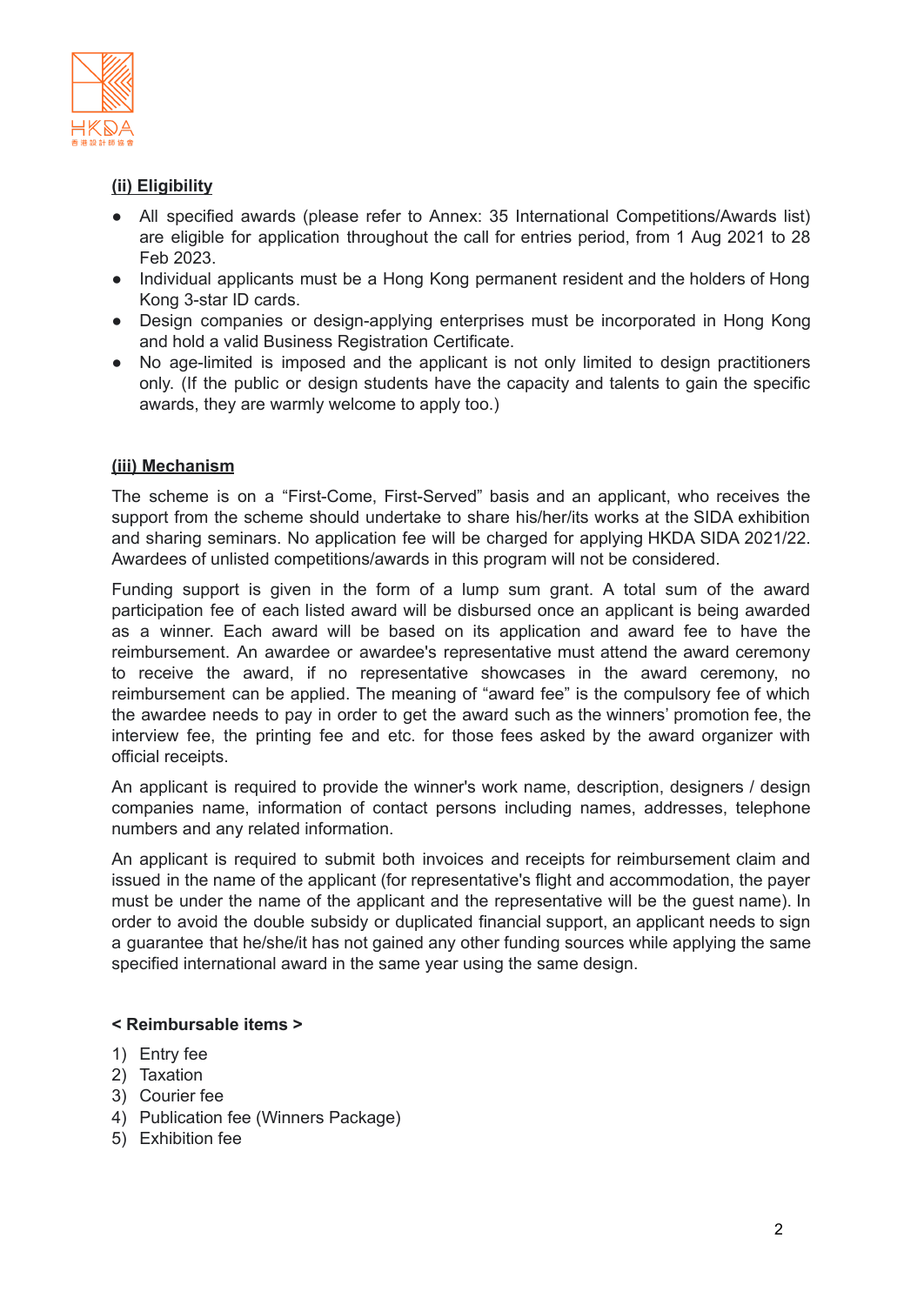**(ii) Eligibility**

- All specified awards (please refer to Annex: 35 International Competitions/Awards list) are eligible for application throughout the call for entries period, from 1 Aug 2021 to 28 Feb 2023.
- Individual applicants must be a Hong Kong permanent resident and the holders of Hong Kong 3-star ID cards.
- Design companies or design-applying enterprises must be incorporated in Hong Kong and hold a valid Business Registration Certificate.
- No age-limited is imposed and the applicant is not only limited to design practitioners only. (If the public or design students have the capacity and talents to gain the specific awards, they are warmly welcome to apply too.)

**(iii) Mechanism**

The scheme is on a "First-Come, First-Served" basis and an applicant, who receives the support from the scheme should undertake to share his/her/its works at the SIDA exhibition and sharing seminars. No application fee will be charged for applying HKDA SIDA 2021/22. Awardees of unlisted competitions/awards in this program will not be considered.

Funding support is given in the form of a lump sum grant. A total sum of the award participation fee of each listed award will be disbursed once an applicant is being awarded as a winner. Each award will be based on its application and award fee to have the reimbursement. An awardee or awardee's representative must attend the award ceremony to receive the award, if no representative showcases in the award ceremony, no reimbursement can be applied. The meaning of "award fee" is the compulsory fee of which the awardee needs to pay in order to get the award such as the winners' promotion fee, the interview fee, the printing fee and etc. for those fees asked by the award organizer with official receipts.

An applicant is required to provide the winner's work name, description, designers / design companies name, information of contact persons including names, addresses, telephone numbers and any related information.

An applicant is required to submit both invoices and receipts for reimbursement claim and issued in the name of the applicant (for representative's flight and accommodation, the payer must be under the name of the applicant and the representative will be the guest name). In order to avoid the double subsidy or duplicated financial support, an applicant needs to sign a guarantee that he/she/it has not gained any other funding sources while applying the same specified international award in the same year using the same design.

**< Reimbursable items >**

1) Entry fee
2) Taxation
3) Courier fee
4) Publication fee (Winners Package)
5) Exhibition fee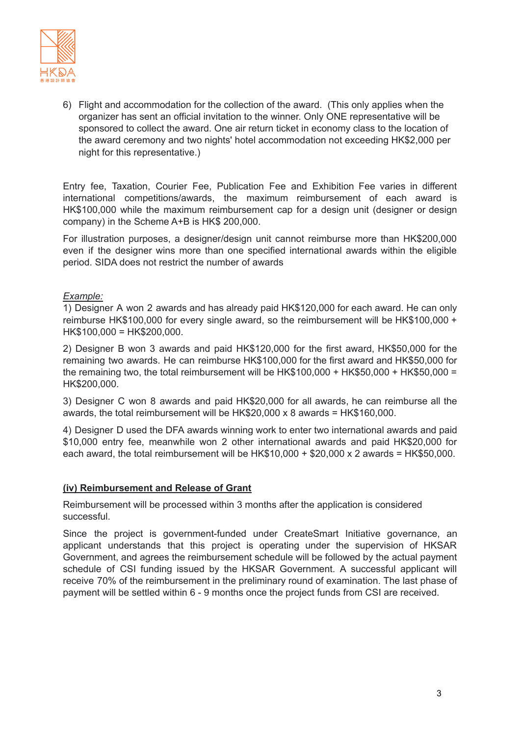6) Flight and accommodation for the collection of the award. (This only applies when the organizer has sent an official invitation to the winner. Only ONE representative will be sponsored to collect the award. One air return ticket in economy class to the location of the award ceremony and two nights' hotel accommodation not exceeding HK$2,000 per night for this representative.)

Entry fee, Taxation, Courier Fee, Publication Fee and Exhibition Fee varies in different international competitions/awards, the maximum reimbursement of each award is HK$100,000 while the maximum reimbursement cap for a design unit (designer or design company) in the Scheme A+B is HK$ 200,000.

For illustration purposes, a designer/design unit cannot reimburse more than HK$200,000 even if the designer wins more than one specified international awards within the eligible period. SIDA does not restrict the number of awards

*Example:*

1) Designer A won 2 awards and has already paid HK$120,000 for each award. He can only reimburse HK$100,000 for every single award, so the reimbursement will be HK$100,000 + HK$100,000 = HK$200,000.

2) Designer B won 3 awards and paid HK$120,000 for the first award, HK$50,000 for the remaining two awards. He can reimburse HK$100,000 for the first award and HK$50,000 for the remaining two, the total reimbursement will be HK$100,000 + HK$50,000 + HK$50,000 = HK$200,000.

3) Designer C won 8 awards and paid HK$20,000 for all awards, he can reimburse all the awards, the total reimbursement will be HK$20,000 x 8 awards = HK$160,000.

4) Designer D used the DFA awards winning work to enter two international awards and paid $10,000 entry fee, meanwhile won 2 other international awards and paid HK$20,000 for each award, the total reimbursement will be HK$10,000 + $20,000 x 2 awards = HK$50,000.

**(iv) Reimbursement and Release of Grant**

Reimbursement will be processed within 3 months after the application is considered successful.

Since the project is government-funded under CreateSmart Initiative governance, an applicant understands that this project is operating under the supervision of HKSAR Government, and agrees the reimbursement schedule will be followed by the actual payment schedule of CSI funding issued by the HKSAR Government. A successful applicant will receive 70% of the reimbursement in the preliminary round of examination. The last phase of payment will be settled within 6 - 9 months once the project funds from CSI are received.